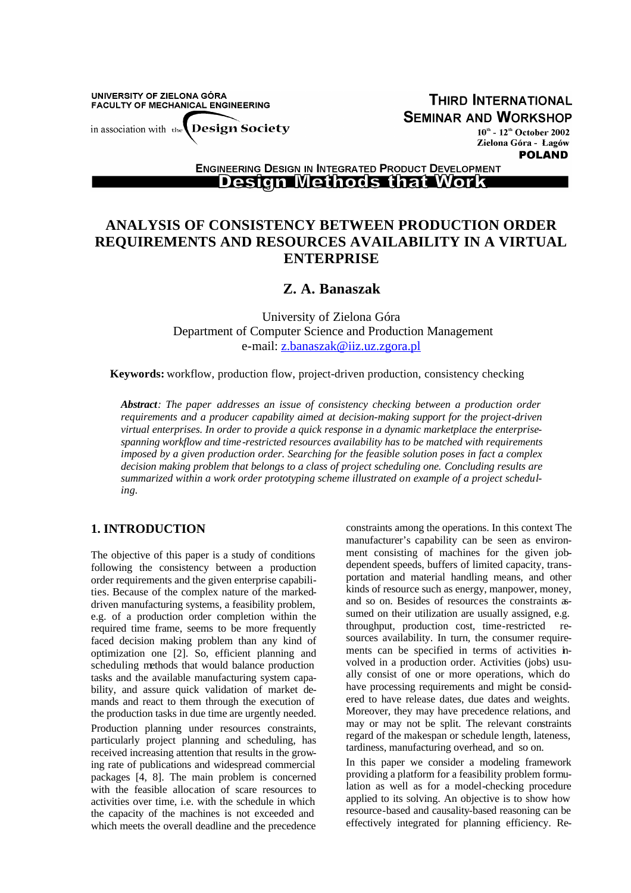UNIVERSITY OF ZIELONA GÓRA
FACULTY OF MECHANICAL ENGINEERING
in association with the Design Society

THIRD INTERNATIONAL SEMINAR AND WORKSHOP
10th - 12th October 2002
Zielona Góra - Łagów
POLAND

ENGINEERING DESIGN IN INTEGRATED PRODUCT DEVELOPMENT
Design Methods that Work

# ANALYSIS OF CONSISTENCY BETWEEN PRODUCTION ORDER REQUIREMENTS AND RESOURCES AVAILABILITY IN A VIRTUAL ENTERPRISE

## Z. A. Banaszak

University of Zielona Góra
Department of Computer Science and Production Management
e-mail: z.banaszak@iiz.uz.zgora.pl

**Keywords:** workflow, production flow, project-driven production, consistency checking

***Abstract**: The paper addresses an issue of consistency checking between a production order requirements and a producer capability aimed at decision-making support for the project-driven virtual enterprises. In order to provide a quick response in a dynamic marketplace the enterprise-spanning workflow and time-restricted resources availability has to be matched with requirements imposed by a given production order. Searching for the feasible solution poses in fact a complex decision making problem that belongs to a class of project scheduling one. Concluding results are summarized within a work order prototyping scheme illustrated on example of a project scheduling.*

## 1. INTRODUCTION

The objective of this paper is a study of conditions following the consistency between a production order requirements and the given enterprise capabilities. Because of the complex nature of the marked-driven manufacturing systems, a feasibility problem, e.g. of a production order completion within the required time frame, seems to be more frequently faced decision making problem than any kind of optimization one [2]. So, efficient planning and scheduling methods that would balance production tasks and the available manufacturing system capability, and assure quick validation of market demands and react to them through the execution of the production tasks in due time are urgently needed.

Production planning under resources constraints, particularly project planning and scheduling, has received increasing attention that results in the growing rate of publications and widespread commercial packages [4, 8]. The main problem is concerned with the feasible allocation of scare resources to activities over time, i.e. with the schedule in which the capacity of the machines is not exceeded and which meets the overall deadline and the precedence constraints among the operations. In this context The manufacturer's capability can be seen as environment consisting of machines for the given job-dependent speeds, buffers of limited capacity, transportation and material handling means, and other kinds of resource such as energy, manpower, money, and so on. Besides of resources the constraints assumed on their utilization are usually assigned, e.g. throughput, production cost, time-restricted resources availability. In turn, the consumer requirements can be specified in terms of activities involved in a production order. Activities (jobs) usually consist of one or more operations, which do have processing requirements and might be considered to have release dates, due dates and weights. Moreover, they may have precedence relations, and may or may not be split. The relevant constraints regard of the makespan or schedule length, lateness, tardiness, manufacturing overhead, and so on.

In this paper we consider a modeling framework providing a platform for a feasibility problem formulation as well as for a model-checking procedure applied to its solving. An objective is to show how resource-based and causality-based reasoning can be effectively integrated for planning efficiency. Re-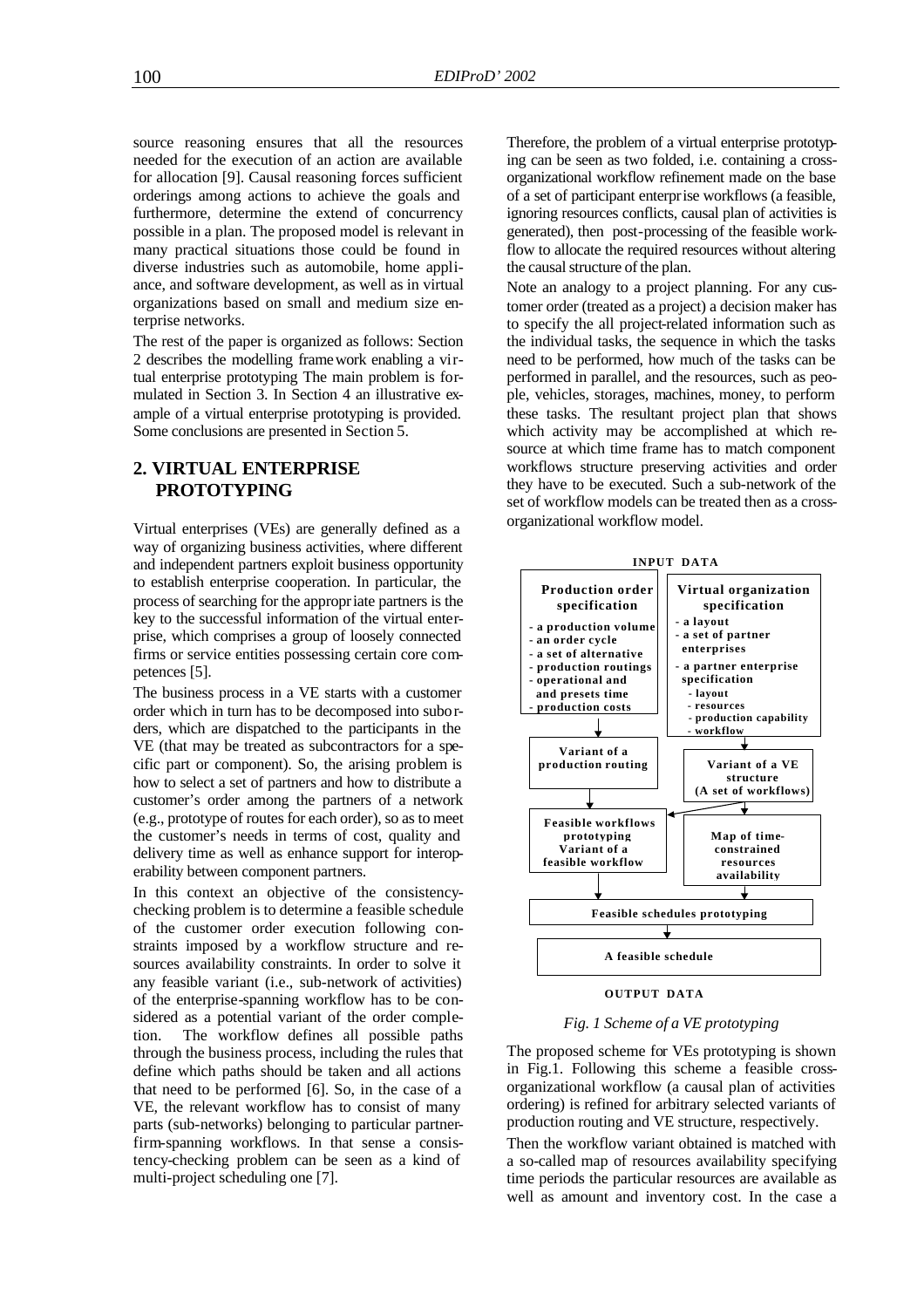source reasoning ensures that all the resources needed for the execution of an action are available for allocation [9]. Causal reasoning forces sufficient orderings among actions to achieve the goals and furthermore, determine the extend of concurrency possible in a plan. The proposed model is relevant in many practical situations those could be found in diverse industries such as automobile, home appliance, and software development, as well as in virtual organizations based on small and medium size enterprise networks.

The rest of the paper is organized as follows: Section 2 describes the modelling framework enabling a virtual enterprise prototyping The main problem is formulated in Section 3. In Section 4 an illustrative example of a virtual enterprise prototyping is provided. Some conclusions are presented in Section 5.

## 2. VIRTUAL ENTERPRISE PROTOTYPING

Virtual enterprises (VEs) are generally defined as a way of organizing business activities, where different and independent partners exploit business opportunity to establish enterprise cooperation. In particular, the process of searching for the appropriate partners is the key to the successful information of the virtual enterprise, which comprises a group of loosely connected firms or service entities possessing certain core competences [5].

The business process in a VE starts with a customer order which in turn has to be decomposed into suborders, which are dispatched to the participants in the VE (that may be treated as subcontractors for a specific part or component). So, the arising problem is how to select a set of partners and how to distribute a customer's order among the partners of a network (e.g., prototype of routes for each order), so as to meet the customer's needs in terms of cost, quality and delivery time as well as enhance support for interoperability between component partners.

In this context an objective of the consistency-checking problem is to determine a feasible schedule of the customer order execution following constraints imposed by a workflow structure and resources availability constraints. In order to solve it any feasible variant (i.e., sub-network of activities) of the enterprise-spanning workflow has to be considered as a potential variant of the order completion. The workflow defines all possible paths through the business process, including the rules that define which paths should be taken and all actions that need to be performed [6]. So, in the case of a VE, the relevant workflow has to consist of many parts (sub-networks) belonging to particular partner-firm-spanning workflows. In that sense a consistency-checking problem can be seen as a kind of multi-project scheduling one [7].

Therefore, the problem of a virtual enterprise prototyping can be seen as two folded, i.e. containing a cross-organizational workflow refinement made on the base of a set of participant enterprise workflows (a feasible, ignoring resources conflicts, causal plan of activities is generated), then post-processing of the feasible workflow to allocate the required resources without altering the causal structure of the plan.

Note an analogy to a project planning. For any customer order (treated as a project) a decision maker has to specify the all project-related information such as the individual tasks, the sequence in which the tasks need to be performed, how much of the tasks can be performed in parallel, and the resources, such as people, vehicles, storages, machines, money, to perform these tasks. The resultant project plan that shows which activity may be accomplished at which resource at which time frame has to match component workflows structure preserving activities and order they have to be executed. Such a sub-network of the set of workflow models can be treated then as a cross-organizational workflow model.

**INPUT DATA**

**Production order specification**
- a production volume
- an order cycle
- a set of alternative
- production routings
- operational and and presets time
- production costs

**Virtual organization specification**
- a layout
- a set of partner enterprises
- a partner enterprise specification
  - layout
  - resources
  - production capability
  - workflow

**Variant of a production routing**

**Variant of a VE structure (A set of workflows)**

**Feasible workflows prototyping Variant of a feasible workflow**

**Map of time-constrained resources availability**

**Feasible schedules prototyping**

**A feasible schedule**

**OUTPUT DATA**

*Fig. 1 Scheme of a VE prototyping*

The proposed scheme for VEs prototyping is shown in Fig.1. Following this scheme a feasible cross-organizational workflow (a causal plan of activities ordering) is refined for arbitrary selected variants of production routing and VE structure, respectively.

Then the workflow variant obtained is matched with a so-called map of resources availability specifying time periods the particular resources are available as well as amount and inventory cost. In the case a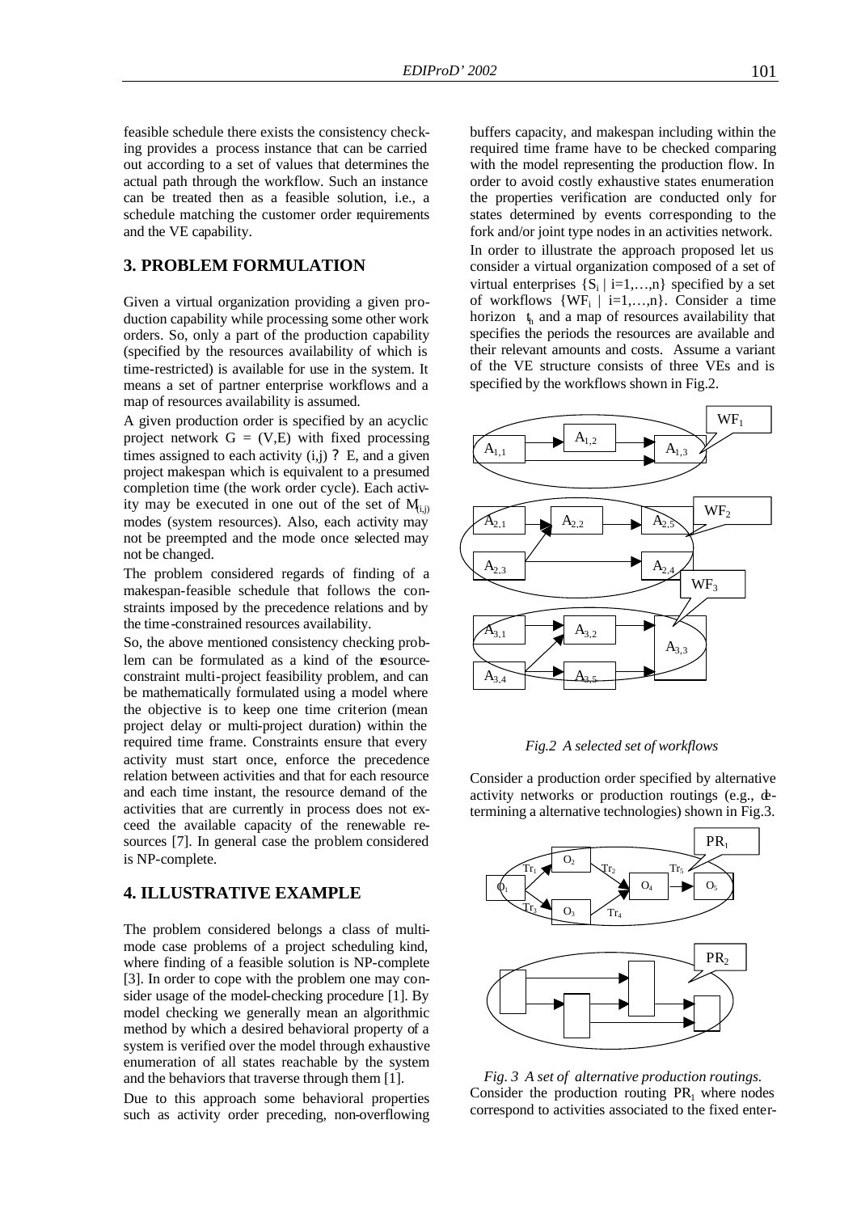feasible schedule there exists the consistency checking provides a process instance that can be carried out according to a set of values that determines the actual path through the workflow. Such an instance can be treated then as a feasible solution, i.e., a schedule matching the customer order requirements and the VE capability.

## 3. PROBLEM FORMULATION

Given a virtual organization providing a given production capability while processing some other work orders. So, only a part of the production capability (specified by the resources availability of which is time-restricted) is available for use in the system. It means a set of partner enterprise workflows and a map of resources availability is assumed.

A given production order is specified by an acyclic project network $G = (V,E)$ with fixed processing times assigned to each activity $(i,j)$ ? E, and a given project makespan which is equivalent to a presumed completion time (the work order cycle). Each activity may be executed in one out of the set of $M_{(i,j)}$ modes (system resources). Also, each activity may not be preempted and the mode once selected may not be changed.

The problem considered regards of finding of a makespan-feasible schedule that follows the constraints imposed by the precedence relations and by the time-constrained resources availability.

So, the above mentioned consistency checking problem can be formulated as a kind of the resource-constraint multi-project feasibility problem, and can be mathematically formulated using a model where the objective is to keep one time criterion (mean project delay or multi-project duration) within the required time frame. Constraints ensure that every activity must start once, enforce the precedence relation between activities and that for each resource and each time instant, the resource demand of the activities that are currently in process does not exceed the available capacity of the renewable resources [7]. In general case the problem considered is NP-complete.

## 4. ILLUSTRATIVE EXAMPLE

The problem considered belongs a class of multimode case problems of a project scheduling kind, where finding of a feasible solution is NP-complete [3]. In order to cope with the problem one may consider usage of the model-checking procedure [1]. By model checking we generally mean an algorithmic method by which a desired behavioral property of a system is verified over the model through exhaustive enumeration of all states reachable by the system and the behaviors that traverse through them [1].

Due to this approach some behavioral properties such as activity order preceding, non-overflowing buffers capacity, and makespan including within the required time frame have to be checked comparing with the model representing the production flow. In order to avoid costly exhaustive states enumeration the properties verification are conducted only for states determined by events corresponding to the fork and/or joint type nodes in an activities network.

In order to illustrate the approach proposed let us consider a virtual organization composed of a set of virtual enterprises $\{S_i \mid i=1,\ldots,n\}$ specified by a set of workflows $\{WF_i \mid i=1,\ldots,n\}$. Consider a time horizon $t_h$ and a map of resources availability that specifies the periods the resources are available and their relevant amounts and costs. Assume a variant of the VE structure consists of three VEs and is specified by the workflows shown in Fig.2.

*Fig.2 A selected set of workflows*

Consider a production order specified by alternative activity networks or production routings (e.g., determining a alternative technologies) shown in Fig.3.

*Fig. 3 A set of alternative production routings.*

Consider the production routing $PR_1$ where nodes correspond to activities associated to the fixed enter-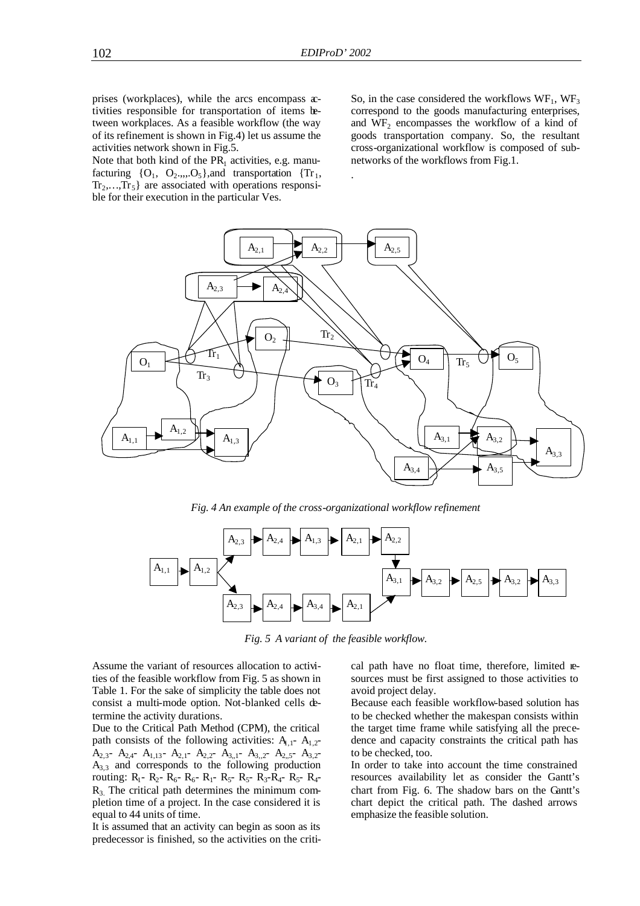prises (workplaces), while the arcs encompass activities responsible for transportation of items between workplaces. As a feasible workflow (the way of its refinement is shown in Fig.4) let us assume the activities network shown in Fig.5.

Note that both kind of the $PR_1$ activities, e.g. manufacturing $\{O_1, O_2,...O_5\}$, and transportation $\{Tr_1, Tr_2,\ldots,Tr_5\}$ are associated with operations responsible for their execution in the particular Ves.

So, in the case considered the workflows $WF_1$, $WF_3$ correspond to the goods manufacturing enterprises, and $WF_2$ encompasses the workflow of a kind of goods transportation company. So, the resultant cross-organizational workflow is composed of subnetworks of the workflows from Fig.1.

*Fig. 4 An example of the cross-organizational workflow refinement*

*Fig. 5 A variant of the feasible workflow.*

Assume the variant of resources allocation to activities of the feasible workflow from Fig. 5 as shown in Table 1. For the sake of simplicity the table does not consist a multi-mode option. Not-blanked cells determine the activity durations.

Due to the Critical Path Method (CPM), the critical path consists of the following activities: $A_{1,1}$- $A_{1,2}$- $A_{2,3}$- $A_{2,4}$- $A_{1,13}$- $A_{2,1}$- $A_{2,2}$- $A_{3,,1}$- $A_{3,,2}$- $A_{2,,5}$- $A_{3,2}$- $A_{3,3}$ and corresponds to the following production routing: $R_1$- $R_2$- $R_6$- $R_6$- $R_1$- $R_5$- $R_5$- $R_3$-$R_4$- $R_5$- $R_4$- $R_3$. The critical path determines the minimum completion time of a project. In the case considered it is equal to 44 units of time.

It is assumed that an activity can begin as soon as its predecessor is finished, so the activities on the critical path have no float time, therefore, limited resources must be first assigned to those activities to avoid project delay.

Because each feasible workflow-based solution has to be checked whether the makespan consists within the target time frame while satisfying all the precedence and capacity constraints the critical path has to be checked, too.

In order to take into account the time constrained resources availability let as consider the Gantt's chart from Fig. 6. The shadow bars on the Gantt's chart depict the critical path. The dashed arrows emphasize the feasible solution.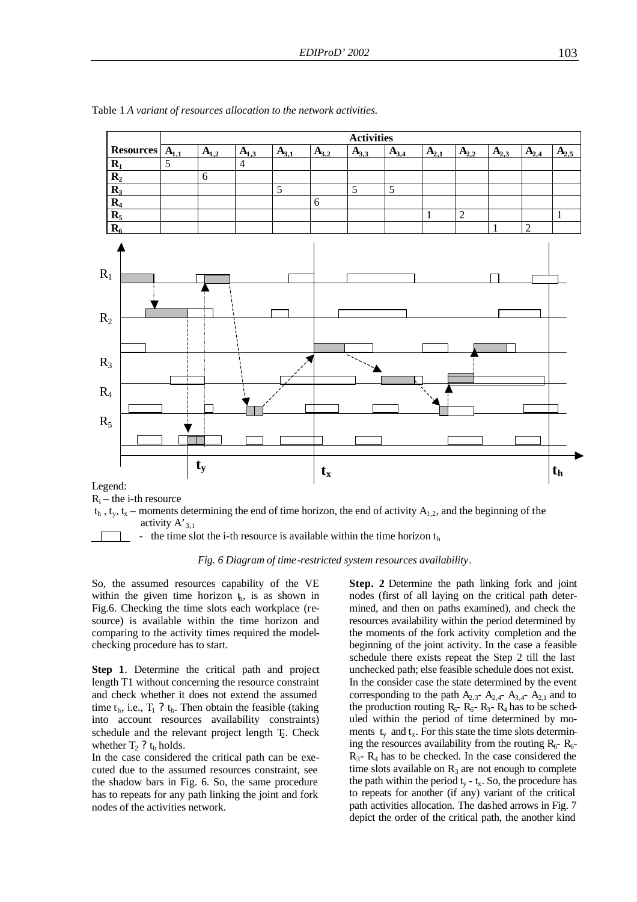Table 1 *A variant of resources allocation to the network activities.*

| Resources | $A_{1,1}$ | $A_{1,2}$ | $A_{1,3}$ | $A_{3,1}$ | $A_{3,2}$ | $A_{3,3}$ | $A_{3,4}$ | $A_{2,1}$ | $A_{2,2}$ | $A_{2,3}$ | $A_{2,4}$ | $A_{2,5}$ |
|---|---|---|---|---|---|---|---|---|---|---|---|---|
| $R_1$ | 5 | | 4 | | | | | | | | | |
| $R_2$ | | 6 | | | | | | | | | | |
| $R_3$ | | | | 5 | | 5 | 5 | | | | | |
| $R_4$ | | | | | 6 | | | | | | | |
| $R_5$ | | | | | | | | 1 | 2 | | | 1 |
| $R_6$ | | | | | | | | | | 1 | 2 | |

Legend:

$R_i$ – the i-th resource

$t_h$, $t_y$, $t_x$ – moments determining the end of time horizon, the end of activity $A_{1,2}$, and the beginning of the activity $A'_{3,1}$

- the time slot the i-th resource is available within the time horizon $t_h$

*Fig. 6 Diagram of time-restricted system resources availability.*

So, the assumed resources capability of the VE within the given time horizon $t_h$, is as shown in Fig.6. Checking the time slots each workplace (resource) is available within the time horizon and comparing to the activity times required the model-checking procedure has to start.

**Step 1**. Determine the critical path and project length T1 without concerning the resource constraint and check whether it does not extend the assumed time $t_h$, i.e., $T_1$ ? $t_h$. Then obtain the feasible (taking into account resources availability constraints) schedule and the relevant project length $T_2$. Check whether $T_2$ ? $t_h$ holds.

In the case considered the critical path can be executed due to the assumed resources constraint, see the shadow bars in Fig. 6. So, the same procedure has to repeats for any path linking the joint and fork nodes of the activities network.

**Step. 2** Determine the path linking fork and joint nodes (first of all laying on the critical path determined, and then on paths examined), and check the resources availability within the period determined by the moments of the fork activity completion and the beginning of the joint activity. In the case a feasible schedule there exists repeat the Step 2 till the last unchecked path; else feasible schedule does not exist. In the consider case the state determined by the event corresponding to the path $A_{2,3}$- $A_{2,4}$- $A_{3,4}$- $A_{2,1}$ and to the production routing $R_6$- $R_6$- $R_3$- $R_4$ has to be scheduled within the period of time determined by moments $t_y$ and $t_x$. For this state the time slots determining the resources availability from the routing $R_6$- $R_6$- $R_3$- $R_4$ has to be checked. In the case considered the time slots available on $R_3$ are not enough to complete the path within the period $t_y$ - $t_x$. So, the procedure has to repeats for another (if any) variant of the critical path activities allocation. The dashed arrows in Fig. 7 depict the order of the critical path, the another kind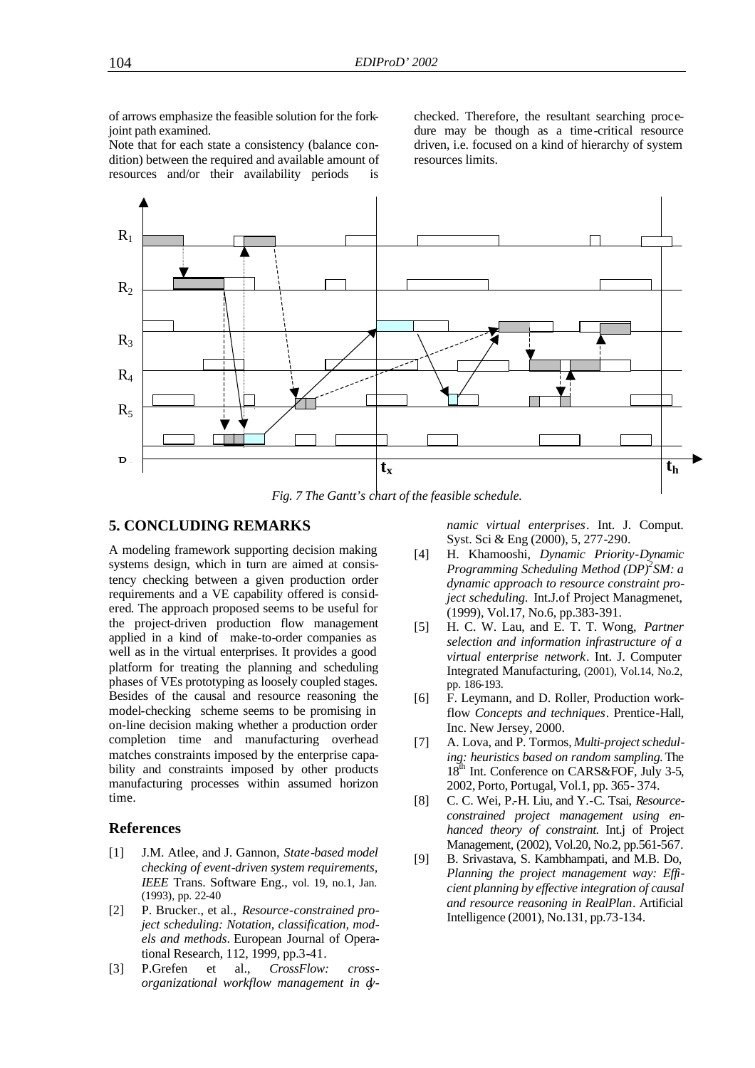of arrows emphasize the feasible solution for the fork-joint path examined.

Note that for each state a consistency (balance condition) between the required and available amount of resources and/or their availability periods is checked. Therefore, the resultant searching procedure may be though as a time-critical resource driven, i.e. focused on a kind of hierarchy of system resources limits.

R1
R2
R3
R4
R5
P
tx
th

*Fig. 7 The Gantt's chart of the feasible schedule.*

## 5. CONCLUDING REMARKS

A modeling framework supporting decision making systems design, which in turn are aimed at consistency checking between a given production order requirements and a VE capability offered is considered. The approach proposed seems to be useful for the project-driven production flow management applied in a kind of make-to-order companies as well as in the virtual enterprises. It provides a good platform for treating the planning and scheduling phases of VEs prototyping as loosely coupled stages. Besides of the causal and resource reasoning the model-checking scheme seems to be promising in on-line decision making whether a production order completion time and manufacturing overhead matches constraints imposed by the enterprise capability and constraints imposed by other products manufacturing processes within assumed horizon time.

## References

[1] J.M. Atlee, and J. Gannon, *State-based model checking of event-driven system requirements, IEEE* Trans. Software Eng., vol. 19, no.1, Jan. (1993), pp. 22-40

[2] P. Brucker., et al., *Resource-constrained project scheduling: Notation, classification, models and methods*. European Journal of Operational Research, 112, 1999, pp.3-41.

[3] P.Grefen et al., *CrossFlow: cross-organizational workflow management in dynamic virtual enterprises*. Int. J. Comput. Syst. Sci & Eng (2000), 5, 277-290.

[4] H. Khamooshi, *Dynamic Priority-Dynamic Programming Scheduling Method $(DP)^2SM$: a dynamic approach to resource constraint project scheduling.* Int.J.of Project Managmenet, (1999), Vol.17, No.6, pp.383-391.

[5] H. C. W. Lau, and E. T. T. Wong, *Partner selection and information infrastructure of a virtual enterprise network*. Int. J. Computer Integrated Manufacturing, (2001), Vol.14, No.2, pp. 186-193.

[6] F. Leymann, and D. Roller, Production workflow *Concepts and techniques*. Prentice-Hall, Inc. New Jersey, 2000.

[7] A. Lova, and P. Tormos, *Multi-project scheduling: heuristics based on random sampling.* The 18[th] Int. Conference on CARS&FOF, July 3-5, 2002, Porto, Portugal, Vol.1, pp. 365- 374.

[8] C. C. Wei, P.-H. Liu, and Y.-C. Tsai, *Resource-constrained project management using enhanced theory of constraint.* Int.j of Project Management, (2002), Vol.20, No.2, pp.561-567.

[9] B. Srivastava, S. Kambhampati, and M.B. Do, *Planning the project management way: Efficient planning by effective integration of causal and resource reasoning in RealPlan*. Artificial Intelligence (2001), No.131, pp.73-134.